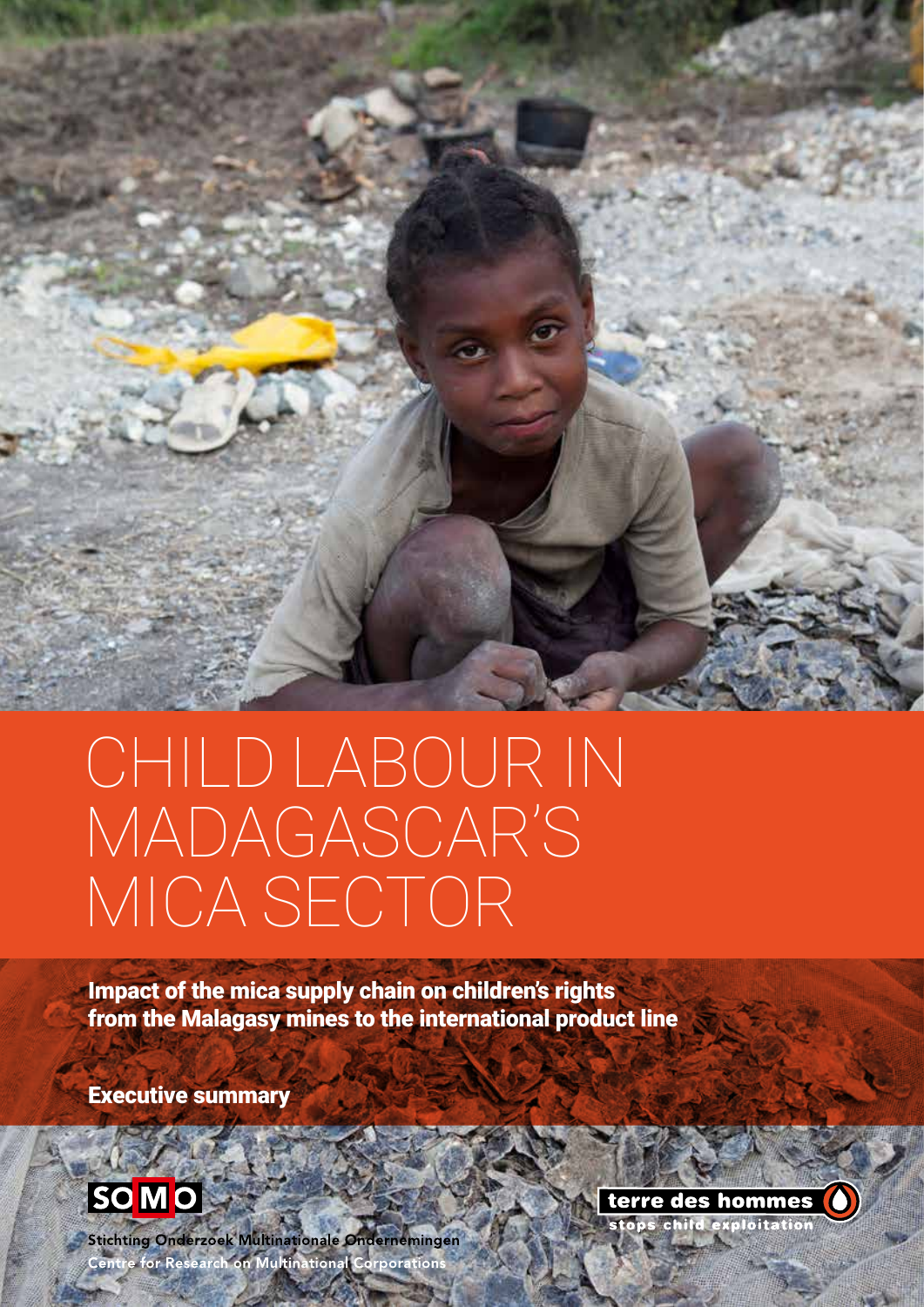# CHILD LABOUR IN MADAGASCAR'S MICA SECTOR

**Impact of the mica supply chain on children's rights from the Malagasy mines to the international product line**

**Executive summary**

SOMO

Stichting Onderzoek Multinationale Ondernemingen
Centre for Research on Multinational Corporations

terre des hommes
stops child exploitation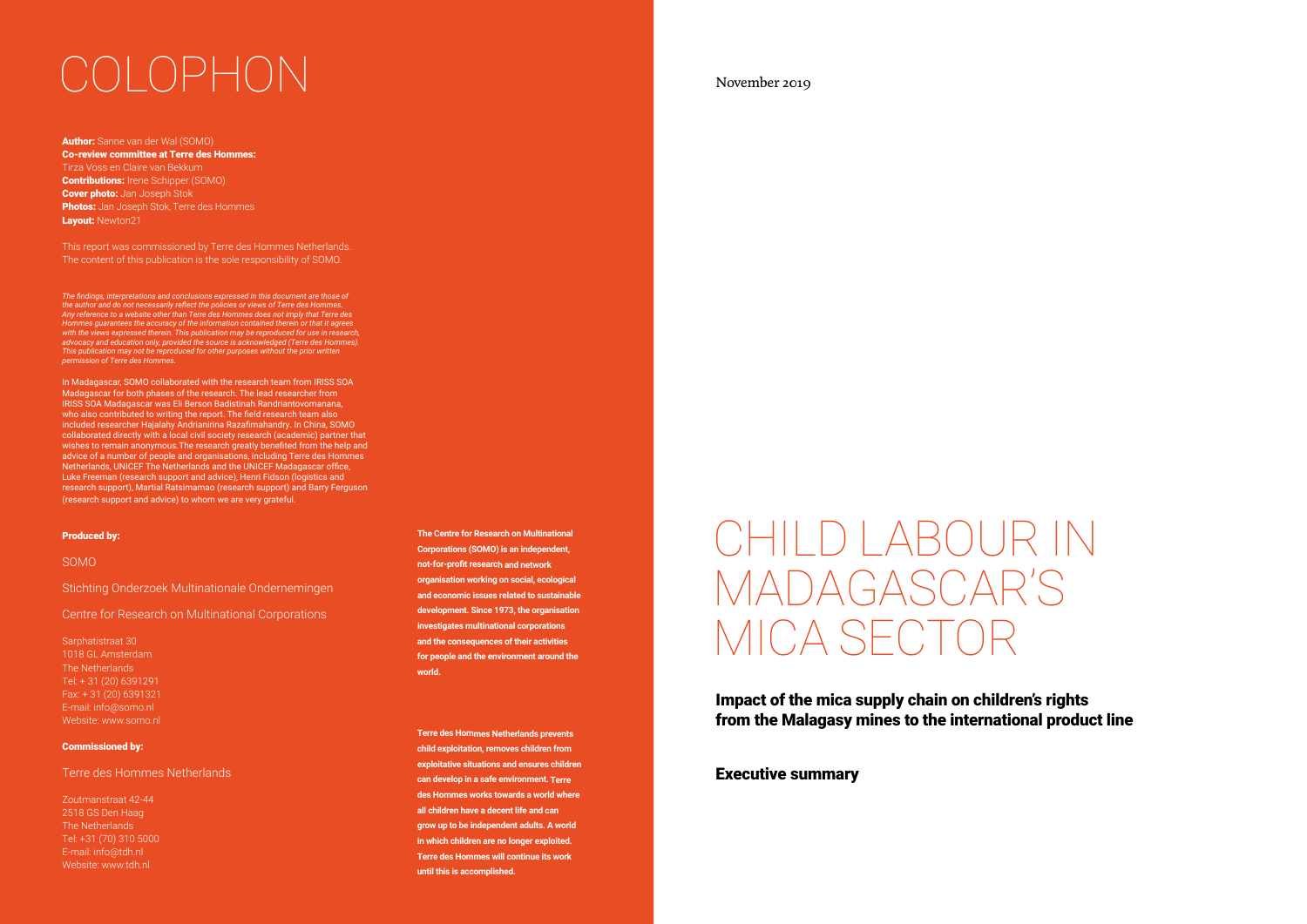# COLOPHON

**Author:** Sanne van der Wal (SOMO)
**Co-review committee at Terre des Hommes:** Tirza Voss en Claire van Bekkum
**Contributions:** Irene Schipper (SOMO)
**Cover photo:** Jan Joseph Stok
**Photos:** Jan Joseph Stok, Terre des Hommes
**Layout:** Newton21

This report was commissioned by Terre des Hommes Netherlands. The content of this publication is the sole responsibility of SOMO.

*The findings, interpretations and conclusions expressed in this document are those of the author and do not necessarily reflect the policies or views of Terre des Hommes. Any reference to a website other than Terre des Hommes does not imply that Terre des Hommes guarantees the accuracy of the information contained therein or that it agrees with the views expressed therein. This publication may be reproduced for use in research, advocacy and education only, provided the source is acknowledged (Terre des Hommes). This publication may not be reproduced for other purposes without the prior written permission of Terre des Hommes.*

In Madagascar, SOMO collaborated with the research team from IRISS SOA Madagascar for both phases of the research. The lead researcher from IRISS SOA Madagascar was Eli Berson Badistinah Randriantovomanana, who also contributed to writing the report. The field research team also included researcher Hajalahy Andrianirina Razafimahandry. In China, SOMO collaborated directly with a local civil society research (academic) partner that wishes to remain anonymous.The research greatly benefited from the help and advice of a number of people and organisations, including Terre des Hommes Netherlands, UNICEF The Netherlands and the UNICEF Madagascar office, Luke Freeman (research support and advice), Henri Fidson (logistics and research support), Martial Ratsimamao (research support) and Barry Ferguson (research support and advice) to whom we are very grateful.

**Produced by:**

SOMO

Stichting Onderzoek Multinationale Ondernemingen

Centre for Research on Multinational Corporations

Sarphatistraat 30
1018 GL Amsterdam
The Netherlands
Tel: + 31 (20) 6391291
Fax: + 31 (20) 6391321
E-mail: info@somo.nl
Website: www.somo.nl

**The Centre for Research on Multinational Corporations (SOMO) is an independent, not-for-profit research and network organisation working on social, ecological and economic issues related to sustainable development. Since 1973, the organisation investigates multinational corporations and the consequences of their activities for people and the environment around the world.**

**Commissioned by:**

Terre des Hommes Netherlands

Zoutmanstraat 42-44
2518 GS Den Haag
The Netherlands
Tel: +31 (70) 310 5000
E-mail: info@tdh.nl
Website: www.tdh.nl

**Terre des Hommes Netherlands prevents child exploitation, removes children from exploitative situations and ensures children can develop in a safe environment. Terre des Hommes works towards a world where all children have a decent life and can grow up to be independent adults. A world in which children are no longer exploited. Terre des Hommes will continue its work until this is accomplished.**

November 2019

# CHILD LABOUR IN MADAGASCAR'S MICA SECTOR

## Impact of the mica supply chain on children's rights from the Malagasy mines to the international product line

## Executive summary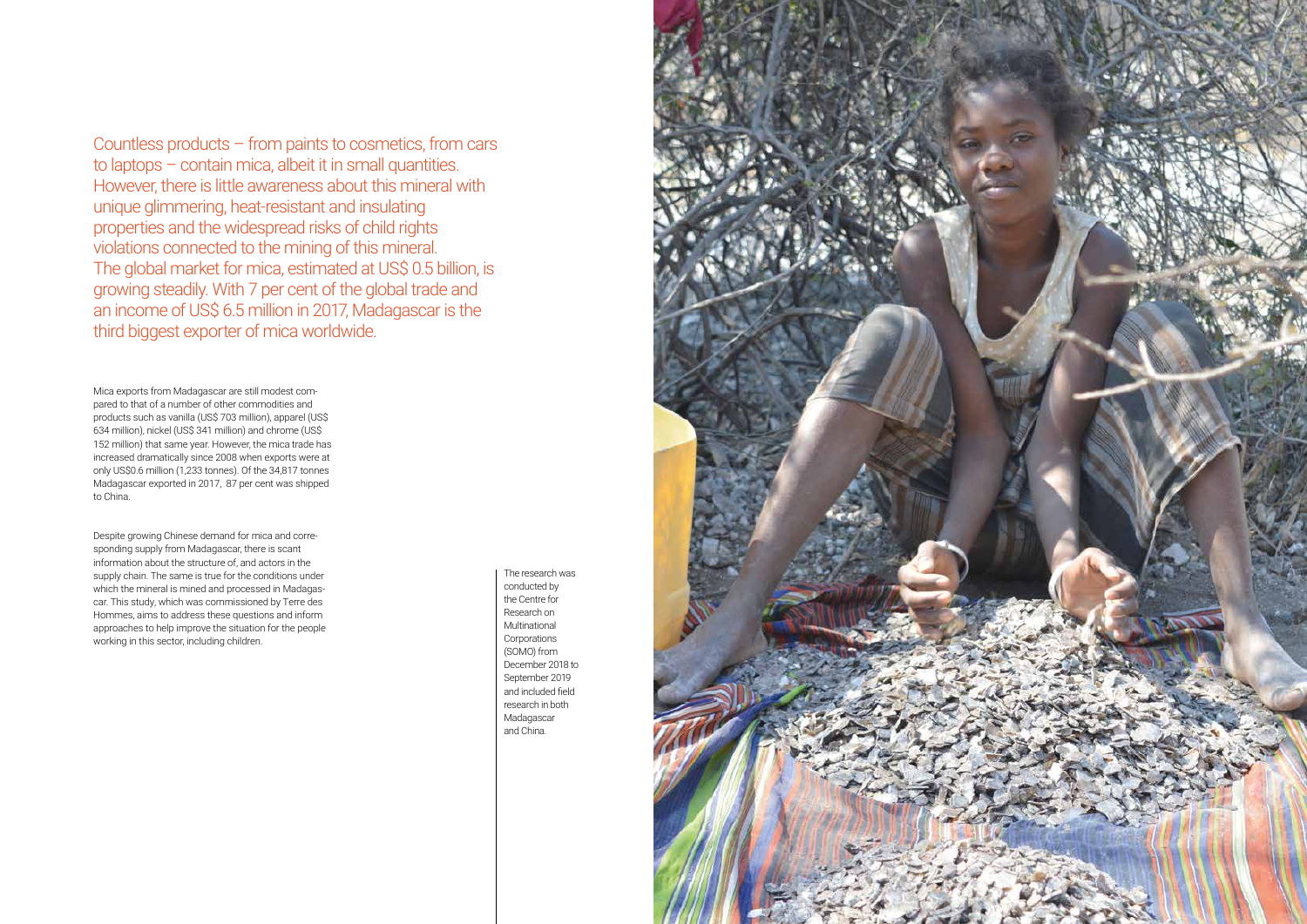Countless products – from paints to cosmetics, from cars to laptops – contain mica, albeit it in small quantities. However, there is little awareness about this mineral with unique glimmering, heat-resistant and insulating properties and the widespread risks of child rights violations connected to the mining of this mineral. The global market for mica, estimated at US$ 0.5 billion, is growing steadily. With 7 per cent of the global trade and an income of US$ 6.5 million in 2017, Madagascar is the third biggest exporter of mica worldwide.

Mica exports from Madagascar are still modest compared to that of a number of other commodities and products such as vanilla (US$ 703 million), apparel (US$ 634 million), nickel (US$ 341 million) and chrome (US$ 152 million) that same year. However, the mica trade has increased dramatically since 2008 when exports were at only US$0.6 million (1,233 tonnes). Of the 34,817 tonnes Madagascar exported in 2017, 87 per cent was shipped to China.

Despite growing Chinese demand for mica and corresponding supply from Madagascar, there is scant information about the structure of, and actors in the supply chain. The same is true for the conditions under which the mineral is mined and processed in Madagascar. This study, which was commissioned by Terre des Hommes, aims to address these questions and inform approaches to help improve the situation for the people working in this sector, including children.

The research was conducted by the Centre for Research on Multinational Corporations (SOMO) from December 2018 to September 2019 and included field research in both Madagascar and China.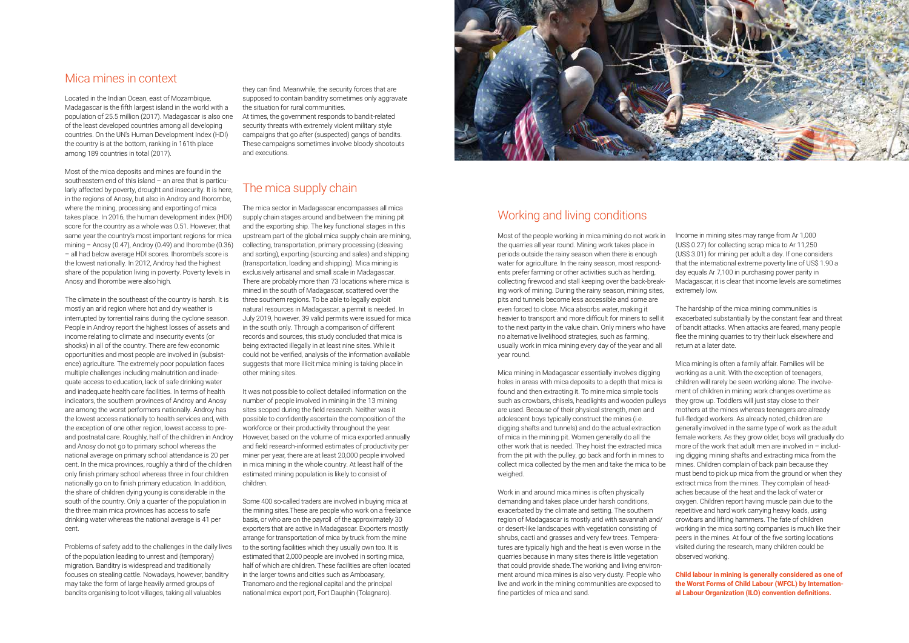## Mica mines in context

Located in the Indian Ocean, east of Mozambique, Madagascar is the fifth largest island in the world with a population of 25.5 million (2017). Madagascar is also one of the least developed countries among all developing countries. On the UN's Human Development Index (HDI) the country is at the bottom, ranking in 161th place among 189 countries in total (2017).

Most of the mica deposits and mines are found in the southeastern end of this island – an area that is particularly affected by poverty, drought and insecurity. It is here, in the regions of Anosy, but also in Androy and Ihorombe, where the mining, processing and exporting of mica takes place. In 2016, the human development index (HDI) score for the country as a whole was 0.51. However, that same year the country's most important regions for mica mining – Anosy (0.47), Androy (0.49) and Ihorombe (0.36) – all had below average HDI scores. Ihorombe's score is the lowest nationally. In 2012, Androy had the highest share of the population living in poverty. Poverty levels in Anosy and Ihorombe were also high.

The climate in the southeast of the country is harsh. It is mostly an arid region where hot and dry weather is interrupted by torrential rains during the cyclone season. People in Androy report the highest losses of assets and income relating to climate and insecurity events (or shocks) in all of the country. There are few economic opportunities and most people are involved in (subsistence) agriculture. The extremely poor population faces multiple challenges including malnutrition and inadequate access to education, lack of safe drinking water and inadequate health care facilities. In terms of health indicators, the southern provinces of Androy and Anosy are among the worst performers nationally. Androy has the lowest access nationally to health services and, with the exception of one other region, lowest access to pre- and postnatal care. Roughly, half of the children in Androy and Anosy do not go to primary school whereas the national average on primary school attendance is 20 per cent. In the mica provinces, roughly a third of the children only finish primary school whereas three in four children nationally go on to finish primary education. In addition, the share of children dying young is considerable in the south of the country. Only a quarter of the population in the three main mica provinces has access to safe drinking water whereas the national average is 41 per cent.

Problems of safety add to the challenges in the daily lives of the population leading to unrest and (temporary) migration. Banditry is widespread and traditionally focuses on stealing cattle. Nowadays, however, banditry may take the form of large heavily armed groups of bandits organising to loot villages, taking all valuables they can find. Meanwhile, the security forces that are supposed to contain banditry sometimes only aggravate the situation for rural communities.
At times, the government responds to bandit-related security threats with extremely violent military style campaigns that go after (suspected) gangs of bandits. These campaigns sometimes involve bloody shootouts and executions.

## The mica supply chain

The mica sector in Madagascar encompasses all mica supply chain stages around and between the mining pit and the exporting ship. The key functional stages in this upstream part of the global mica supply chain are mining, collecting, transportation, primary processing (cleaving and sorting), exporting (sourcing and sales) and shipping (transportation, loading and shipping). Mica mining is exclusively artisanal and small scale in Madagascar. There are probably more than 73 locations where mica is mined in the south of Madagascar, scattered over the three southern regions. To be able to legally exploit natural resources in Madagascar, a permit is needed. In July 2019, however, 39 valid permits were issued for mica in the south only. Through a comparison of different records and sources, this study concluded that mica is being extracted illegally in at least nine sites. While it could not be verified, analysis of the information available suggests that more illicit mica mining is taking place in other mining sites.

It was not possible to collect detailed information on the number of people involved in mining in the 13 mining sites scoped during the field research. Neither was it possible to confidently ascertain the composition of the workforce or their productivity throughout the year. However, based on the volume of mica exported annually and field research-informed estimates of productivity per miner per year, there are at least 20,000 people involved in mica mining in the whole country. At least half of the estimated mining population is likely to consist of children.

Some 400 so-called traders are involved in buying mica at the mining sites.These are people who work on a freelance basis, or who are on the payroll of the approximately 30 exporters that are active in Madagascar. Exporters mostly arrange for transportation of mica by truck from the mine to the sorting facilities which they usually own too. It is estimated that 2,000 people are involved in sorting mica, half of which are children. These facilities are often located in the larger towns and cities such as Amboasary, Tranomaro and the regional capital and the principal national mica export port, Fort Dauphin (Tolagnaro).

## Working and living conditions

Most of the people working in mica mining do not work in the quarries all year round. Mining work takes place in periods outside the rainy season when there is enough water for agriculture. In the rainy season, most respondents prefer farming or other activities such as herding, collecting firewood and stall keeping over the back-breaking work of mining. During the rainy season, mining sites, pits and tunnels become less accessible and some are even forced to close. Mica absorbs water, making it heavier to transport and more difficult for miners to sell it to the next party in the value chain. Only miners who have no alternative livelihood strategies, such as farming, usually work in mica mining every day of the year and all year round.

Mica mining in Madagascar essentially involves digging holes in areas with mica deposits to a depth that mica is found and then extracting it. To mine mica simple tools such as crowbars, chisels, headlights and wooden pulleys are used. Because of their physical strength, men and adolescent boys typically construct the mines (i.e. digging shafts and tunnels) and do the actual extraction of mica in the mining pit. Women generally do all the other work that is needed. They hoist the extracted mica from the pit with the pulley, go back and forth in mines to collect mica collected by the men and take the mica to be weighed.

Work in and around mica mines is often physically demanding and takes place under harsh conditions, exacerbated by the climate and setting. The southern region of Madagascar is mostly arid with savannah and/or desert-like landscapes with vegetation consisting of shrubs, cacti and grasses and very few trees. Temperatures are typically high and the heat is even worse in the quarries because in many sites there is little vegetation that could provide shade.The working and living environment around mica mines is also very dusty. People who live and work in the mining communities are exposed to fine particles of mica and sand.

Income in mining sites may range from Ar 1,000 (US$ 0.27) for collecting scrap mica to Ar 11,250 (US$ 3.01) for mining per adult a day. If one considers that the international extreme poverty line of US$ 1.90 a day equals Ar 7,100 in purchasing power parity in Madagascar, it is clear that income levels are sometimes extremely low.

The hardship of the mica mining communities is exacerbated substantially by the constant fear and threat of bandit attacks. When attacks are feared, many people flee the mining quarries to try their luck elsewhere and return at a later date.

Mica mining is often a family affair. Families will be working as a unit. With the exception of teenagers, children will rarely be seen working alone. The involvement of children in mining work changes overtime as they grow up. Toddlers will just stay close to their mothers at the mines whereas teenagers are already full-fledged workers. As already noted, children are generally involved in the same type of work as the adult female workers. As they grow older, boys will gradually do more of the work that adult men are involved in – including digging mining shafts and extracting mica from the mines. Children complain of back pain because they must bend to pick up mica from the ground or when they extract mica from the mines. They complain of headaches because of the heat and the lack of water or oxygen. Children report having muscle pain due to the repetitive and hard work carrying heavy loads, using crowbars and lifting hammers. The fate of children working in the mica sorting companies is much like their peers in the mines. At four of the five sorting locations visited during the research, many children could be observed working.

**Child labour in mining is generally considered as one of the Worst Forms of Child Labour (WFCL) by International Labour Organization (ILO) convention definitions.**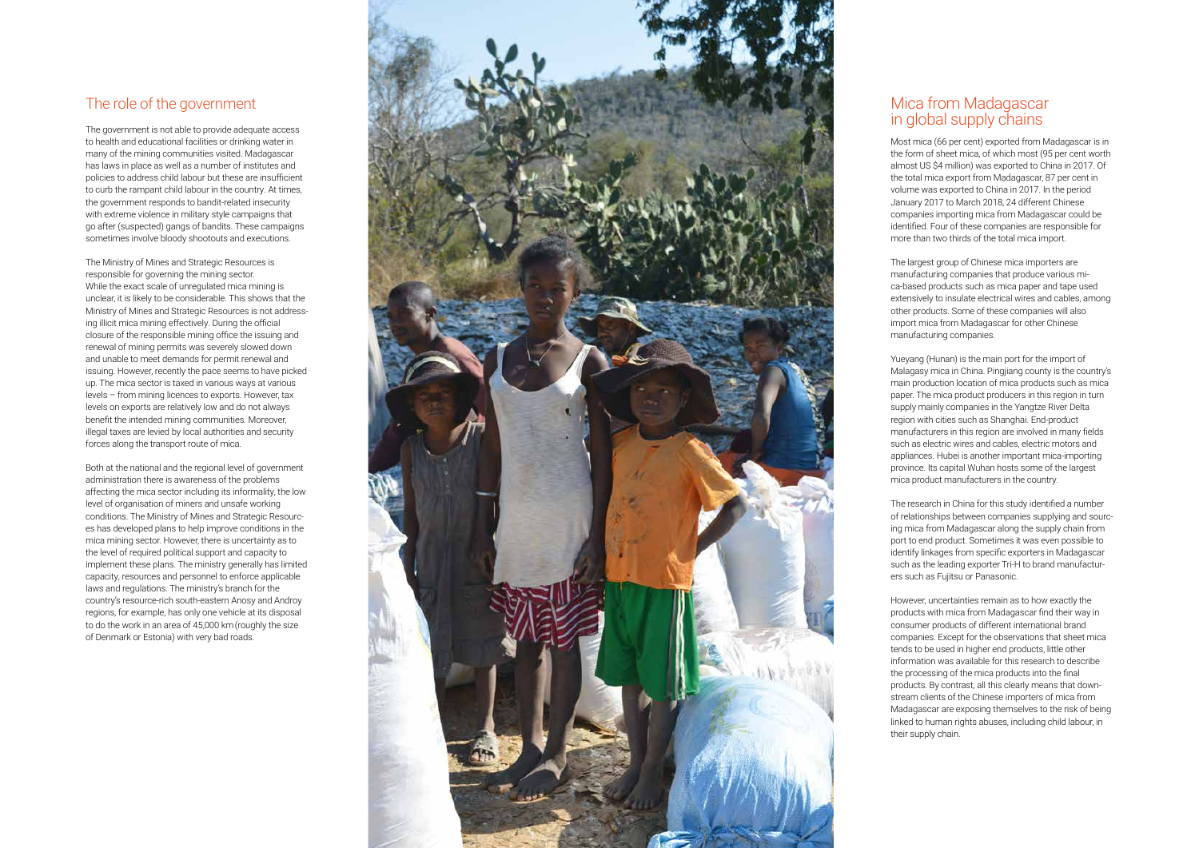## The role of the government

The government is not able to provide adequate access to health and educational facilities or drinking water in many of the mining communities visited. Madagascar has laws in place as well as a number of institutes and policies to address child labour but these are insufficient to curb the rampant child labour in the country. At times, the government responds to bandit-related insecurity with extreme violence in military style campaigns that go after (suspected) gangs of bandits. These campaigns sometimes involve bloody shootouts and executions.

The Ministry of Mines and Strategic Resources is responsible for governing the mining sector.
While the exact scale of unregulated mica mining is unclear, it is likely to be considerable. This shows that the Ministry of Mines and Strategic Resources is not addressing illicit mica mining effectively. During the official closure of the responsible mining office the issuing and renewal of mining permits was severely slowed down and unable to meet demands for permit renewal and issuing. However, recently the pace seems to have picked up. The mica sector is taxed in various ways at various levels – from mining licences to exports. However, tax levels on exports are relatively low and do not always benefit the intended mining communities. Moreover, illegal taxes are levied by local authorities and security forces along the transport route of mica.

Both at the national and the regional level of government administration there is awareness of the problems affecting the mica sector including its informality, the low level of organisation of miners and unsafe working conditions. The Ministry of Mines and Strategic Resources has developed plans to help improve conditions in the mica mining sector. However, there is uncertainty as to the level of required political support and capacity to implement these plans. The ministry generally has limited capacity, resources and personnel to enforce applicable laws and regulations. The ministry's branch for the country's resource-rich south-eastern Anosy and Androy regions, for example, has only one vehicle at its disposal to do the work in an area of 45,000 km (roughly the size of Denmark or Estonia) with very bad roads.

## Mica from Madagascar in global supply chains

Most mica (66 per cent) exported from Madagascar is in the form of sheet mica, of which most (95 per cent worth almost US $4 million) was exported to China in 2017. Of the total mica export from Madagascar, 87 per cent in volume was exported to China in 2017. In the period January 2017 to March 2018, 24 different Chinese companies importing mica from Madagascar could be identified. Four of these companies are responsible for more than two thirds of the total mica import.

The largest group of Chinese mica importers are manufacturing companies that produce various mica-based products such as mica paper and tape used extensively to insulate electrical wires and cables, among other products. Some of these companies will also import mica from Madagascar for other Chinese manufacturing companies.

Yueyang (Hunan) is the main port for the import of Malagasy mica in China. Pingjiang county is the country's main production location of mica products such as mica paper. The mica product producers in this region in turn supply mainly companies in the Yangtze River Delta region with cities such as Shanghai. End-product manufacturers in this region are involved in many fields such as electric wires and cables, electric motors and appliances. Hubei is another important mica-importing province. Its capital Wuhan hosts some of the largest mica product manufacturers in the country.

The research in China for this study identified a number of relationships between companies supplying and sourcing mica from Madagascar along the supply chain from port to end product. Sometimes it was even possible to identify linkages from specific exporters in Madagascar such as the leading exporter Tri-H to brand manufacturers such as Fujitsu or Panasonic.

However, uncertainties remain as to how exactly the products with mica from Madagascar find their way in consumer products of different international brand companies. Except for the observations that sheet mica tends to be used in higher end products, little other information was available for this research to describe the processing of the mica products into the final products. By contrast, all this clearly means that downstream clients of the Chinese importers of mica from Madagascar are exposing themselves to the risk of being linked to human rights abuses, including child labour, in their supply chain.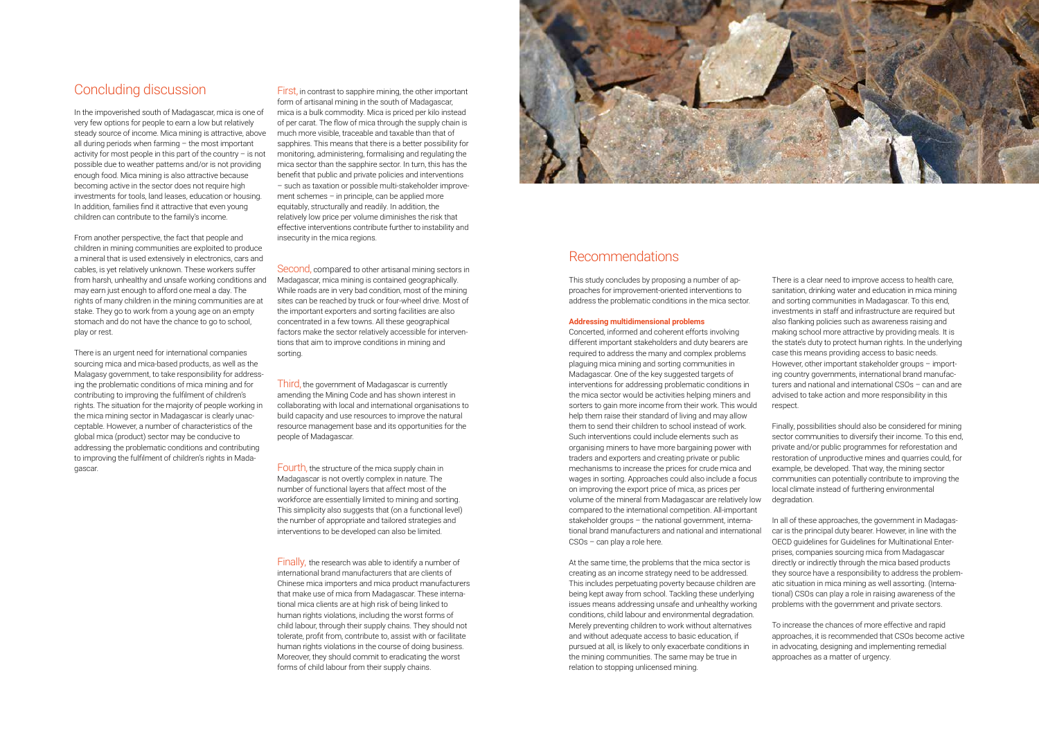## Concluding discussion

In the impoverished south of Madagascar, mica is one of very few options for people to earn a low but relatively steady source of income. Mica mining is attractive, above all during periods when farming – the most important activity for most people in this part of the country – is not possible due to weather patterns and/or is not providing enough food. Mica mining is also attractive because becoming active in the sector does not require high investments for tools, land leases, education or housing. In addition, families find it attractive that even young children can contribute to the family's income.

From another perspective, the fact that people and children in mining communities are exploited to produce a mineral that is used extensively in electronics, cars and cables, is yet relatively unknown. These workers suffer from harsh, unhealthy and unsafe working conditions and may earn just enough to afford one meal a day. The rights of many children in the mining communities are at stake. They go to work from a young age on an empty stomach and do not have the chance to go to school, play or rest.

There is an urgent need for international companies sourcing mica and mica-based products, as well as the Malagasy government, to take responsibility for addressing the problematic conditions of mica mining and for contributing to improving the fulfilment of children's rights. The situation for the majority of people working in the mica mining sector in Madagascar is clearly unacceptable. However, a number of characteristics of the global mica (product) sector may be conducive to addressing the problematic conditions and contributing to improving the fulfilment of children's rights in Madagascar.

First, in contrast to sapphire mining, the other important form of artisanal mining in the south of Madagascar, mica is a bulk commodity. Mica is priced per kilo instead of per carat. The flow of mica through the supply chain is much more visible, traceable and taxable than that of sapphires. This means that there is a better possibility for monitoring, administering, formalising and regulating the mica sector than the sapphire sector. In turn, this has the benefit that public and private policies and interventions – such as taxation or possible multi-stakeholder improvement schemes – in principle, can be applied more equitably, structurally and readily. In addition, the relatively low price per volume diminishes the risk that effective interventions contribute further to instability and insecurity in the mica regions.

Second, compared to other artisanal mining sectors in Madagascar, mica mining is contained geographically. While roads are in very bad condition, most of the mining sites can be reached by truck or four-wheel drive. Most of the important exporters and sorting facilities are also concentrated in a few towns. All these geographical factors make the sector relatively accessible for interventions that aim to improve conditions in mining and sorting.

Third, the government of Madagascar is currently amending the Mining Code and has shown interest in collaborating with local and international organisations to build capacity and use resources to improve the natural resource management base and its opportunities for the people of Madagascar.

Fourth, the structure of the mica supply chain in Madagascar is not overtly complex in nature. The number of functional layers that affect most of the workforce are essentially limited to mining and sorting. This simplicity also suggests that (on a functional level) the number of appropriate and tailored strategies and interventions to be developed can also be limited.

Finally, the research was able to identify a number of international brand manufacturers that are clients of Chinese mica importers and mica product manufacturers that make use of mica from Madagascar. These international mica clients are at high risk of being linked to human rights violations, including the worst forms of child labour, through their supply chains. They should not tolerate, profit from, contribute to, assist with or facilitate human rights violations in the course of doing business. Moreover, they should commit to eradicating the worst forms of child labour from their supply chains.

## Recommendations

This study concludes by proposing a number of approaches for improvement-oriented interventions to address the problematic conditions in the mica sector.

**Addressing multidimensional problems**

Concerted, informed and coherent efforts involving different important stakeholders and duty bearers are required to address the many and complex problems plaguing mica mining and sorting communities in Madagascar. One of the key suggested targets of interventions for addressing problematic conditions in the mica sector would be activities helping miners and sorters to gain more income from their work. This would help them raise their standard of living and may allow them to send their children to school instead of work. Such interventions could include elements such as organising miners to have more bargaining power with traders and exporters and creating private or public mechanisms to increase the prices for crude mica and wages in sorting. Approaches could also include a focus on improving the export price of mica, as prices per volume of the mineral from Madagascar are relatively low compared to the international competition. All-important stakeholder groups – the national government, international brand manufacturers and national and international CSOs – can play a role here.

At the same time, the problems that the mica sector is creating as an income strategy need to be addressed. This includes perpetuating poverty because children are being kept away from school. Tackling these underlying issues means addressing unsafe and unhealthy working conditions, child labour and environmental degradation. Merely preventing children to work without alternatives and without adequate access to basic education, if pursued at all, is likely to only exacerbate conditions in the mining communities. The same may be true in relation to stopping unlicensed mining.

There is a clear need to improve access to health care, sanitation, drinking water and education in mica mining and sorting communities in Madagascar. To this end, investments in staff and infrastructure are required but also flanking policies such as awareness raising and making school more attractive by providing meals. It is the state's duty to protect human rights. In the underlying case this means providing access to basic needs. However, other important stakeholder groups – importing country governments, international brand manufacturers and national and international CSOs – can and are advised to take action and more responsibility in this respect.

Finally, possibilities should also be considered for mining sector communities to diversify their income. To this end, private and/or public programmes for reforestation and restoration of unproductive mines and quarries could, for example, be developed. That way, the mining sector communities can potentially contribute to improving the local climate instead of furthering environmental degradation.

In all of these approaches, the government in Madagascar is the principal duty bearer. However, in line with the OECD guidelines for Guidelines for Multinational Enterprises, companies sourcing mica from Madagascar directly or indirectly through the mica based products they source have a responsibility to address the problematic situation in mica mining as well assorting. (International) CSOs can play a role in raising awareness of the problems with the government and private sectors.

To increase the chances of more effective and rapid approaches, it is recommended that CSOs become active in advocating, designing and implementing remedial approaches as a matter of urgency.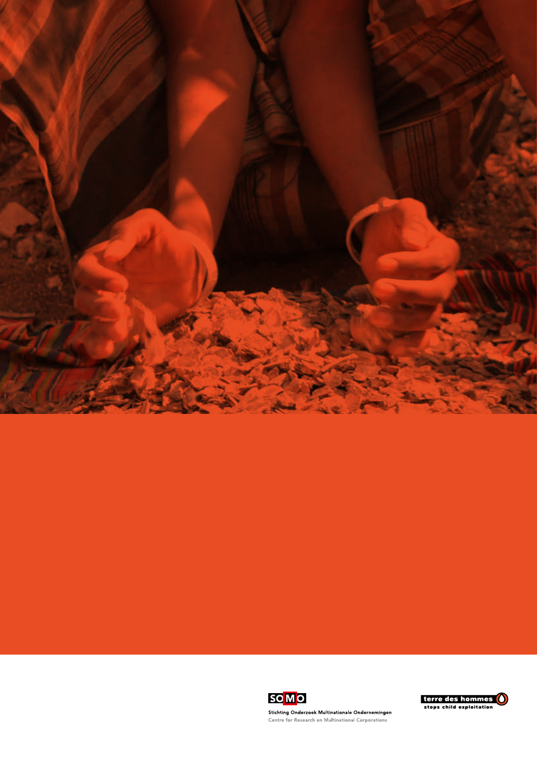SOMO

Stichting Onderzoek Multinationale Ondernemingen

Centre for Research on Multinational Corporations

terre des hommes

stops child exploitation